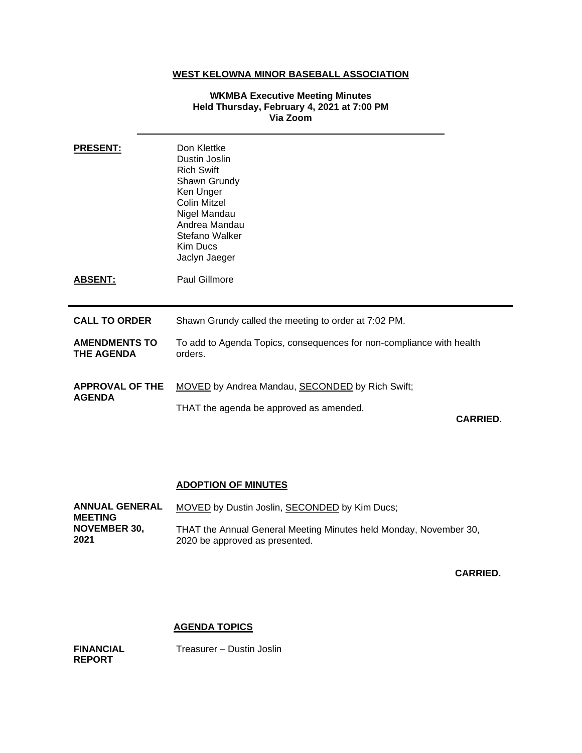# WEST KELOWNA MINOR BASEBALL ASSOCIATION

**WKMBA Executive Meeting Minutes**
**Held Thursday, February 4, 2021 at 7:00 PM**
**Via Zoom**

---

**PRESENT:**

Don Klettke
Dustin Joslin
Rich Swift
Shawn Grundy
Ken Unger
Colin Mitzel
Nigel Mandau
Andrea Mandau
Stefano Walker
Kim Ducs
Jaclyn Jaeger

**ABSENT:**

Paul Gillmore

---

**CALL TO ORDER**

Shawn Grundy called the meeting to order at 7:02 PM.

**AMENDMENTS TO THE AGENDA**

To add to Agenda Topics, consequences for non-compliance with health orders.

**APPROVAL OF THE AGENDA**

MOVED by Andrea Mandau, SECONDED by Rich Swift;

THAT the agenda be approved as amended.

**CARRIED**.

## ADOPTION OF MINUTES

**ANNUAL GENERAL MEETING NOVEMBER 30, 2021**

MOVED by Dustin Joslin, SECONDED by Kim Ducs;

THAT the Annual General Meeting Minutes held Monday, November 30, 2020 be approved as presented.

**CARRIED.**

## AGENDA TOPICS

**FINANCIAL REPORT**

Treasurer – Dustin Joslin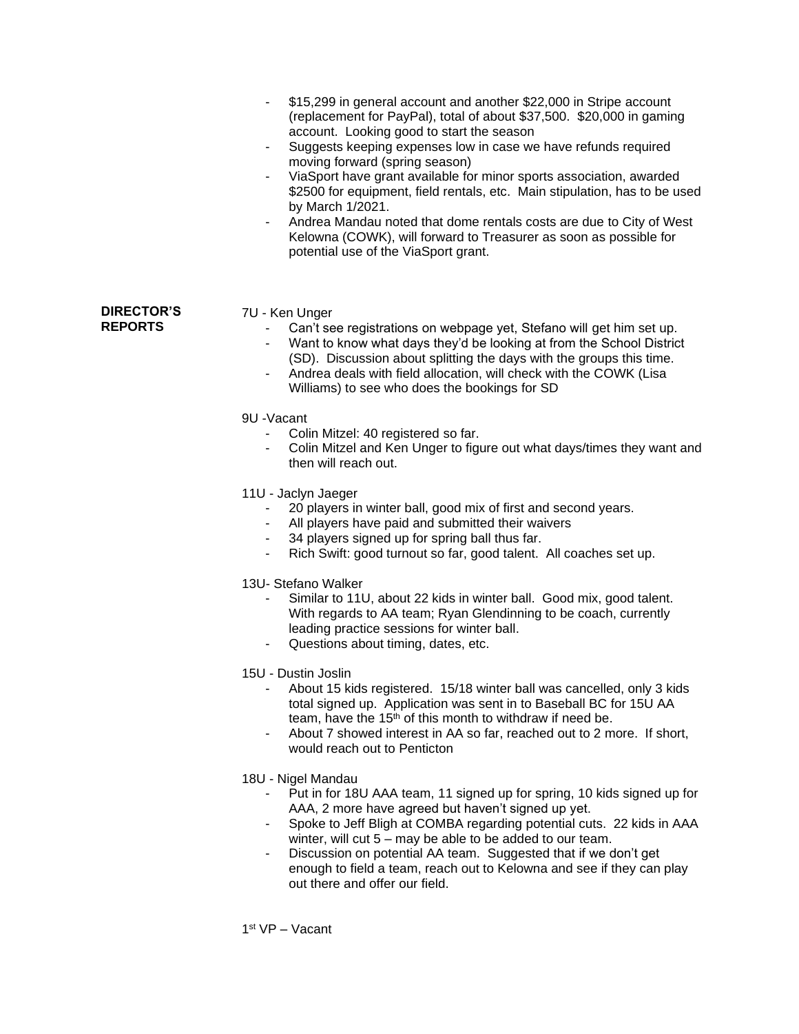- $15,299 in general account and another $22,000 in Stripe account (replacement for PayPal), total of about $37,500. $20,000 in gaming account. Looking good to start the season
- Suggests keeping expenses low in case we have refunds required moving forward (spring season)
- ViaSport have grant available for minor sports association, awarded $2500 for equipment, field rentals, etc. Main stipulation, has to be used by March 1/2021.
- Andrea Mandau noted that dome rentals costs are due to City of West Kelowna (COWK), will forward to Treasurer as soon as possible for potential use of the ViaSport grant.

**DIRECTOR'S REPORTS**

7U - Ken Unger

- Can't see registrations on webpage yet, Stefano will get him set up.
- Want to know what days they'd be looking at from the School District (SD). Discussion about splitting the days with the groups this time.
- Andrea deals with field allocation, will check with the COWK (Lisa Williams) to see who does the bookings for SD

9U -Vacant

- Colin Mitzel: 40 registered so far.
- Colin Mitzel and Ken Unger to figure out what days/times they want and then will reach out.

11U - Jaclyn Jaeger

- 20 players in winter ball, good mix of first and second years.
- All players have paid and submitted their waivers
- 34 players signed up for spring ball thus far.
- Rich Swift: good turnout so far, good talent. All coaches set up.

13U- Stefano Walker

- Similar to 11U, about 22 kids in winter ball. Good mix, good talent. With regards to AA team; Ryan Glendinning to be coach, currently leading practice sessions for winter ball.
- Questions about timing, dates, etc.

15U - Dustin Joslin

- About 15 kids registered. 15/18 winter ball was cancelled, only 3 kids total signed up. Application was sent in to Baseball BC for 15U AA team, have the 15th of this month to withdraw if need be.
- About 7 showed interest in AA so far, reached out to 2 more. If short, would reach out to Penticton

18U - Nigel Mandau

- Put in for 18U AAA team, 11 signed up for spring, 10 kids signed up for AAA, 2 more have agreed but haven't signed up yet.
- Spoke to Jeff Bligh at COMBA regarding potential cuts. 22 kids in AAA winter, will cut 5 – may be able to be added to our team.
- Discussion on potential AA team. Suggested that if we don't get enough to field a team, reach out to Kelowna and see if they can play out there and offer our field.

1st VP – Vacant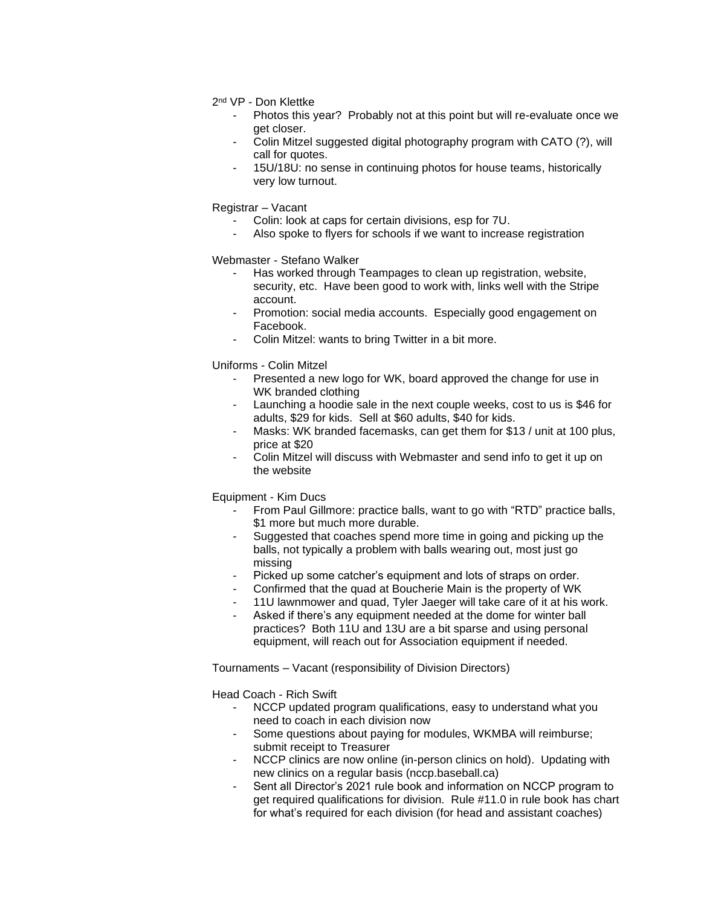2nd VP - Don Klettke

- Photos this year? Probably not at this point but will re-evaluate once we get closer.
- Colin Mitzel suggested digital photography program with CATO (?), will call for quotes.
- 15U/18U: no sense in continuing photos for house teams, historically very low turnout.

Registrar – Vacant

- Colin: look at caps for certain divisions, esp for 7U.
- Also spoke to flyers for schools if we want to increase registration

Webmaster - Stefano Walker

- Has worked through Teampages to clean up registration, website, security, etc. Have been good to work with, links well with the Stripe account.
- Promotion: social media accounts. Especially good engagement on Facebook.
- Colin Mitzel: wants to bring Twitter in a bit more.

Uniforms - Colin Mitzel

- Presented a new logo for WK, board approved the change for use in WK branded clothing
- Launching a hoodie sale in the next couple weeks, cost to us is $46 for adults, $29 for kids. Sell at $60 adults, $40 for kids.
- Masks: WK branded facemasks, can get them for $13 / unit at 100 plus, price at $20
- Colin Mitzel will discuss with Webmaster and send info to get it up on the website

Equipment - Kim Ducs

- From Paul Gillmore: practice balls, want to go with "RTD" practice balls, $1 more but much more durable.
- Suggested that coaches spend more time in going and picking up the balls, not typically a problem with balls wearing out, most just go missing
- Picked up some catcher's equipment and lots of straps on order.
- Confirmed that the quad at Boucherie Main is the property of WK
- 11U lawnmower and quad, Tyler Jaeger will take care of it at his work.
- Asked if there's any equipment needed at the dome for winter ball practices? Both 11U and 13U are a bit sparse and using personal equipment, will reach out for Association equipment if needed.

Tournaments – Vacant (responsibility of Division Directors)

Head Coach - Rich Swift

- NCCP updated program qualifications, easy to understand what you need to coach in each division now
- Some questions about paying for modules, WKMBA will reimburse; submit receipt to Treasurer
- NCCP clinics are now online (in-person clinics on hold). Updating with new clinics on a regular basis (nccp.baseball.ca)
- Sent all Director's 2021 rule book and information on NCCP program to get required qualifications for division. Rule #11.0 in rule book has chart for what's required for each division (for head and assistant coaches)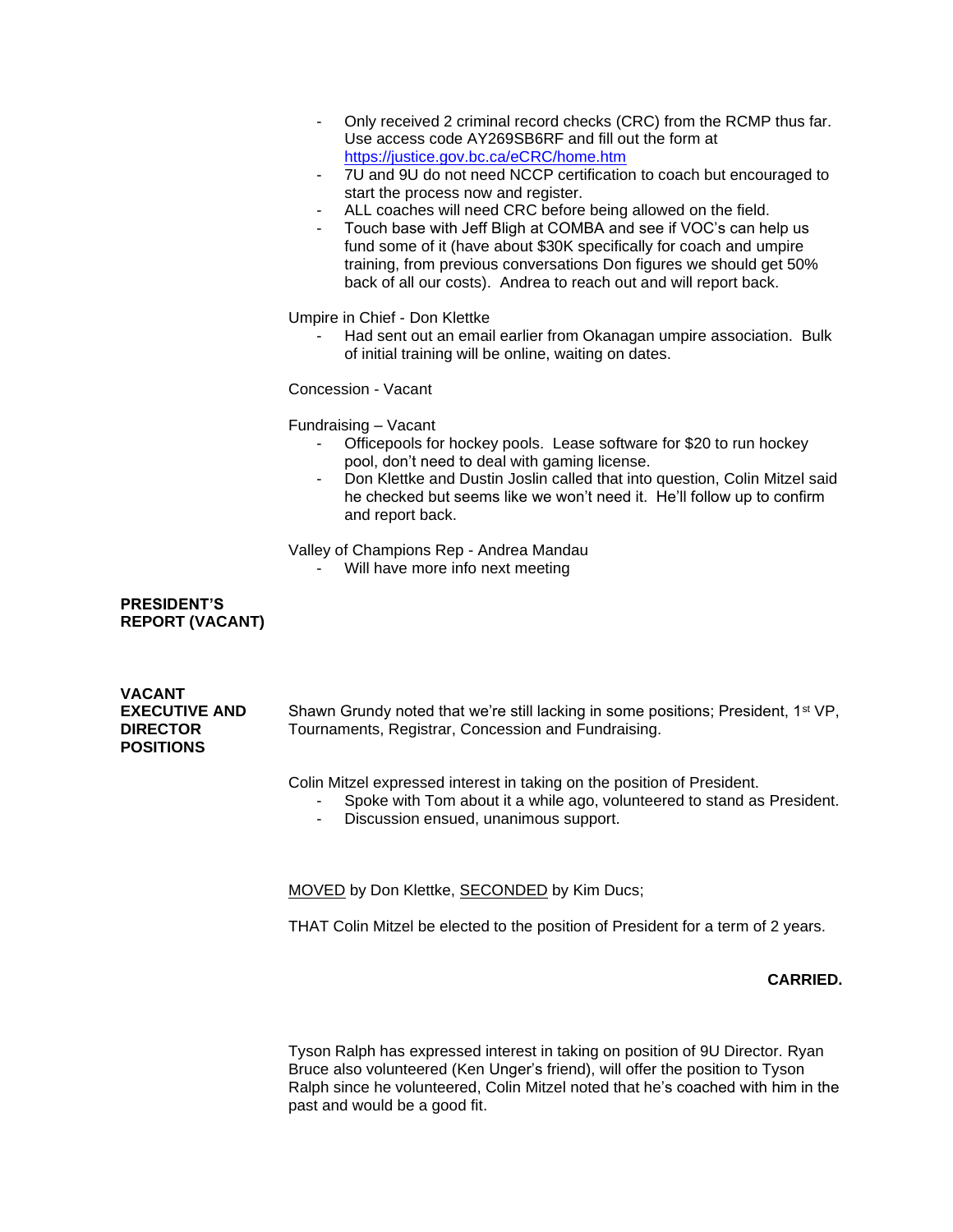- Only received 2 criminal record checks (CRC) from the RCMP thus far. Use access code AY269SB6RF and fill out the form at https://justice.gov.bc.ca/eCRC/home.htm
- 7U and 9U do not need NCCP certification to coach but encouraged to start the process now and register.
- ALL coaches will need CRC before being allowed on the field.
- Touch base with Jeff Bligh at COMBA and see if VOC's can help us fund some of it (have about $30K specifically for coach and umpire training, from previous conversations Don figures we should get 50% back of all our costs). Andrea to reach out and will report back.

Umpire in Chief - Don Klettke

- Had sent out an email earlier from Okanagan umpire association. Bulk of initial training will be online, waiting on dates.

Concession - Vacant

Fundraising – Vacant

- Officepools for hockey pools. Lease software for $20 to run hockey pool, don't need to deal with gaming license.
- Don Klettke and Dustin Joslin called that into question, Colin Mitzel said he checked but seems like we won't need it. He'll follow up to confirm and report back.

Valley of Champions Rep - Andrea Mandau

- Will have more info next meeting

**PRESIDENT'S REPORT (VACANT)**

**VACANT EXECUTIVE AND DIRECTOR POSITIONS**

Shawn Grundy noted that we're still lacking in some positions; President, 1st VP, Tournaments, Registrar, Concession and Fundraising.

Colin Mitzel expressed interest in taking on the position of President.

- Spoke with Tom about it a while ago, volunteered to stand as President.
- Discussion ensued, unanimous support.

<u>MOVED</u> by Don Klettke, <u>SECONDED</u> by Kim Ducs;

THAT Colin Mitzel be elected to the position of President for a term of 2 years.

**CARRIED.**

Tyson Ralph has expressed interest in taking on position of 9U Director. Ryan Bruce also volunteered (Ken Unger's friend), will offer the position to Tyson Ralph since he volunteered, Colin Mitzel noted that he's coached with him in the past and would be a good fit.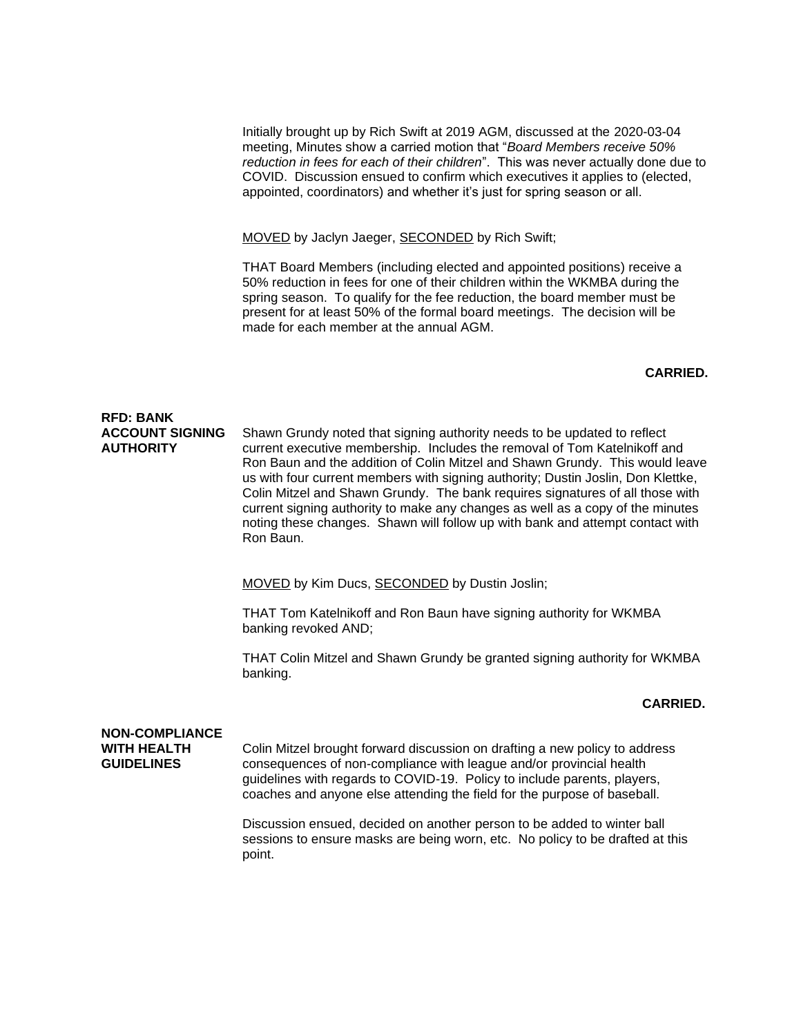Initially brought up by Rich Swift at 2019 AGM, discussed at the 2020-03-04 meeting, Minutes show a carried motion that "*Board Members receive 50% reduction in fees for each of their children*". This was never actually done due to COVID. Discussion ensued to confirm which executives it applies to (elected, appointed, coordinators) and whether it's just for spring season or all.

<u>MOVED</u> by Jaclyn Jaeger, <u>SECONDED</u> by Rich Swift;

THAT Board Members (including elected and appointed positions) receive a 50% reduction in fees for one of their children within the WKMBA during the spring season. To qualify for the fee reduction, the board member must be present for at least 50% of the formal board meetings. The decision will be made for each member at the annual AGM.

**CARRIED.**

**RFD: BANK ACCOUNT SIGNING AUTHORITY**

Shawn Grundy noted that signing authority needs to be updated to reflect current executive membership. Includes the removal of Tom Katelnikoff and Ron Baun and the addition of Colin Mitzel and Shawn Grundy. This would leave us with four current members with signing authority; Dustin Joslin, Don Klettke, Colin Mitzel and Shawn Grundy. The bank requires signatures of all those with current signing authority to make any changes as well as a copy of the minutes noting these changes. Shawn will follow up with bank and attempt contact with Ron Baun.

<u>MOVED</u> by Kim Ducs, <u>SECONDED</u> by Dustin Joslin;

THAT Tom Katelnikoff and Ron Baun have signing authority for WKMBA banking revoked AND;

THAT Colin Mitzel and Shawn Grundy be granted signing authority for WKMBA banking.

**CARRIED.**

**NON-COMPLIANCE WITH HEALTH GUIDELINES**

Colin Mitzel brought forward discussion on drafting a new policy to address consequences of non-compliance with league and/or provincial health guidelines with regards to COVID-19. Policy to include parents, players, coaches and anyone else attending the field for the purpose of baseball.

Discussion ensued, decided on another person to be added to winter ball sessions to ensure masks are being worn, etc. No policy to be drafted at this point.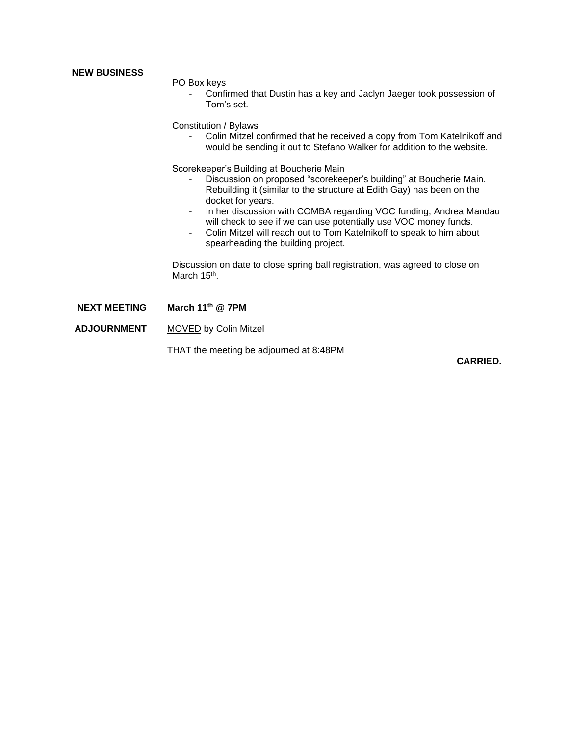**NEW BUSINESS**

PO Box keys

- Confirmed that Dustin has a key and Jaclyn Jaeger took possession of Tom's set.

Constitution / Bylaws

- Colin Mitzel confirmed that he received a copy from Tom Katelnikoff and would be sending it out to Stefano Walker for addition to the website.

Scorekeeper's Building at Boucherie Main

- Discussion on proposed "scorekeeper's building" at Boucherie Main. Rebuilding it (similar to the structure at Edith Gay) has been on the docket for years.
- In her discussion with COMBA regarding VOC funding, Andrea Mandau will check to see if we can use potentially use VOC money funds.
- Colin Mitzel will reach out to Tom Katelnikoff to speak to him about spearheading the building project.

Discussion on date to close spring ball registration, was agreed to close on March 15th.

**NEXT MEETING** **March 11th @ 7PM**

**ADJOURNMENT** MOVED by Colin Mitzel

THAT the meeting be adjourned at 8:48PM

**CARRIED.**